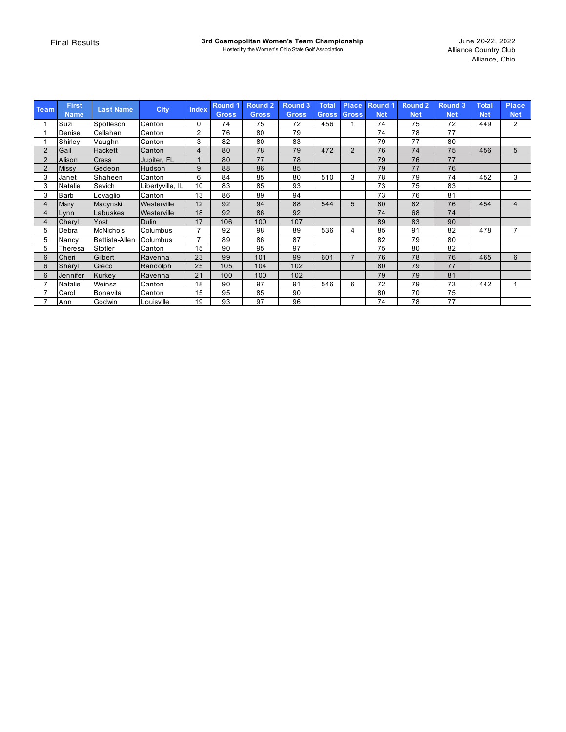Final Results

**3rd Cosmopolitan Women's Team Championship**

Hosted by the Women's Ohio State Golf Association

June 20-22, 2022
Alliance Country Club
Alliance, Ohio

| Team | First Name | Last Name | City | Index | Round 1 Gross | Round 2 Gross | Round 3 Gross | Total Gross | Place Gross | Round 1 Net | Round 2 Net | Round 3 Net | Total Net | Place Net |
|---|---|---|---|---|---|---|---|---|---|---|---|---|---|---|
| 1 | Suzi | Spotleson | Canton | 0 | 74 | 75 | 72 | 456 | 1 | 74 | 75 | 72 | 449 | 2 |
| 1 | Denise | Callahan | Canton | 2 | 76 | 80 | 79 | | | 74 | 78 | 77 | | |
| 1 | Shirley | Vaughn | Canton | 3 | 82 | 80 | 83 | | | 79 | 77 | 80 | | |
| 2 | Gail | Hackett | Canton | 4 | 80 | 78 | 79 | 472 | 2 | 76 | 74 | 75 | 456 | 5 |
| 2 | Alison | Cress | Jupiter, FL | 1 | 80 | 77 | 78 | | | 79 | 76 | 77 | | |
| 2 | Missy | Gedeon | Hudson | 9 | 88 | 86 | 85 | | | 79 | 77 | 76 | | |
| 3 | Janet | Shaheen | Canton | 6 | 84 | 85 | 80 | 510 | 3 | 78 | 79 | 74 | 452 | 3 |
| 3 | Natalie | Savich | Libertyville, IL | 10 | 83 | 85 | 93 | | | 73 | 75 | 83 | | |
| 3 | Barb | Lovaglio | Canton | 13 | 86 | 89 | 94 | | | 73 | 76 | 81 | | |
| 4 | Mary | Macynski | Westerville | 12 | 92 | 94 | 88 | 544 | 5 | 80 | 82 | 76 | 454 | 4 |
| 4 | Lynn | Labuskes | Westerville | 18 | 92 | 86 | 92 | | | 74 | 68 | 74 | | |
| 4 | Cheryl | Yost | Dulin | 17 | 106 | 100 | 107 | | | 89 | 83 | 90 | | |
| 5 | Debra | McNichols | Columbus | 7 | 92 | 98 | 89 | 536 | 4 | 85 | 91 | 82 | 478 | 7 |
| 5 | Nancy | Battista-Allen | Columbus | 7 | 89 | 86 | 87 | | | 82 | 79 | 80 | | |
| 5 | Theresa | Stotler | Canton | 15 | 90 | 95 | 97 | | | 75 | 80 | 82 | | |
| 6 | Cheri | Gilbert | Ravenna | 23 | 99 | 101 | 99 | 601 | 7 | 76 | 78 | 76 | 465 | 6 |
| 6 | Sheryl | Greco | Randolph | 25 | 105 | 104 | 102 | | | 80 | 79 | 77 | | |
| 6 | Jennifer | Kurkey | Ravenna | 21 | 100 | 100 | 102 | | | 79 | 79 | 81 | | |
| 7 | Natalie | Weinsz | Canton | 18 | 90 | 97 | 91 | 546 | 6 | 72 | 79 | 73 | 442 | 1 |
| 7 | Carol | Bonavita | Canton | 15 | 95 | 85 | 90 | | | 80 | 70 | 75 | | |
| 7 | Ann | Godwin | Louisville | 19 | 93 | 97 | 96 | | | 74 | 78 | 77 | | |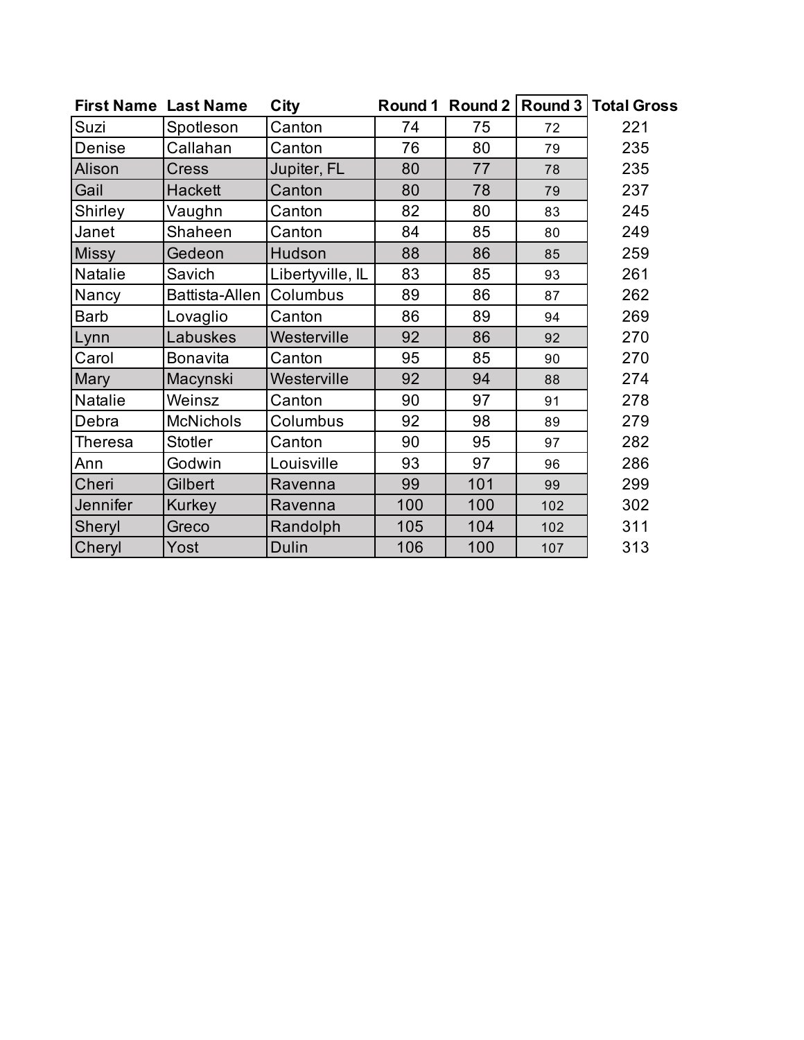| First Name | Last Name | City | Round 1 | Round 2 | Round 3 | Total Gross |
|---|---|---|---|---|---|---|
| Suzi | Spotleson | Canton | 74 | 75 | 72 | 221 |
| Denise | Callahan | Canton | 76 | 80 | 79 | 235 |
| Alison | Cress | Jupiter, FL | 80 | 77 | 78 | 235 |
| Gail | Hackett | Canton | 80 | 78 | 79 | 237 |
| Shirley | Vaughn | Canton | 82 | 80 | 83 | 245 |
| Janet | Shaheen | Canton | 84 | 85 | 80 | 249 |
| Missy | Gedeon | Hudson | 88 | 86 | 85 | 259 |
| Natalie | Savich | Libertyville, IL | 83 | 85 | 93 | 261 |
| Nancy | Battista-Allen | Columbus | 89 | 86 | 87 | 262 |
| Barb | Lovaglio | Canton | 86 | 89 | 94 | 269 |
| Lynn | Labuskes | Westerville | 92 | 86 | 92 | 270 |
| Carol | Bonavita | Canton | 95 | 85 | 90 | 270 |
| Mary | Macynski | Westerville | 92 | 94 | 88 | 274 |
| Natalie | Weinsz | Canton | 90 | 97 | 91 | 278 |
| Debra | McNichols | Columbus | 92 | 98 | 89 | 279 |
| Theresa | Stotler | Canton | 90 | 95 | 97 | 282 |
| Ann | Godwin | Louisville | 93 | 97 | 96 | 286 |
| Cheri | Gilbert | Ravenna | 99 | 101 | 99 | 299 |
| Jennifer | Kurkey | Ravenna | 100 | 100 | 102 | 302 |
| Sheryl | Greco | Randolph | 105 | 104 | 102 | 311 |
| Cheryl | Yost | Dulin | 106 | 100 | 107 | 313 |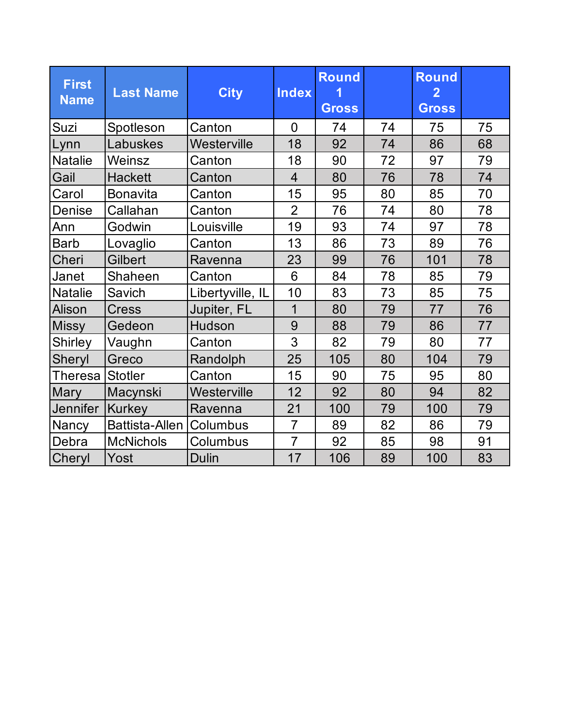| First Name | Last Name | City | Index | Round 1 Gross | | Round 2 Gross | |
|---|---|---|---|---|---|---|---|
| Suzi | Spotleson | Canton | 0 | 74 | 74 | 75 | 75 |
| Lynn | Labuskes | Westerville | 18 | 92 | 74 | 86 | 68 |
| Natalie | Weinsz | Canton | 18 | 90 | 72 | 97 | 79 |
| Gail | Hackett | Canton | 4 | 80 | 76 | 78 | 74 |
| Carol | Bonavita | Canton | 15 | 95 | 80 | 85 | 70 |
| Denise | Callahan | Canton | 2 | 76 | 74 | 80 | 78 |
| Ann | Godwin | Louisville | 19 | 93 | 74 | 97 | 78 |
| Barb | Lovaglio | Canton | 13 | 86 | 73 | 89 | 76 |
| Cheri | Gilbert | Ravenna | 23 | 99 | 76 | 101 | 78 |
| Janet | Shaheen | Canton | 6 | 84 | 78 | 85 | 79 |
| Natalie | Savich | Libertyville, IL | 10 | 83 | 73 | 85 | 75 |
| Alison | Cress | Jupiter, FL | 1 | 80 | 79 | 77 | 76 |
| Missy | Gedeon | Hudson | 9 | 88 | 79 | 86 | 77 |
| Shirley | Vaughn | Canton | 3 | 82 | 79 | 80 | 77 |
| Sheryl | Greco | Randolph | 25 | 105 | 80 | 104 | 79 |
| Theresa | Stotler | Canton | 15 | 90 | 75 | 95 | 80 |
| Mary | Macynski | Westerville | 12 | 92 | 80 | 94 | 82 |
| Jennifer | Kurkey | Ravenna | 21 | 100 | 79 | 100 | 79 |
| Nancy | Battista-Allen | Columbus | 7 | 89 | 82 | 86 | 79 |
| Debra | McNichols | Columbus | 7 | 92 | 85 | 98 | 91 |
| Cheryl | Yost | Dulin | 17 | 106 | 89 | 100 | 83 |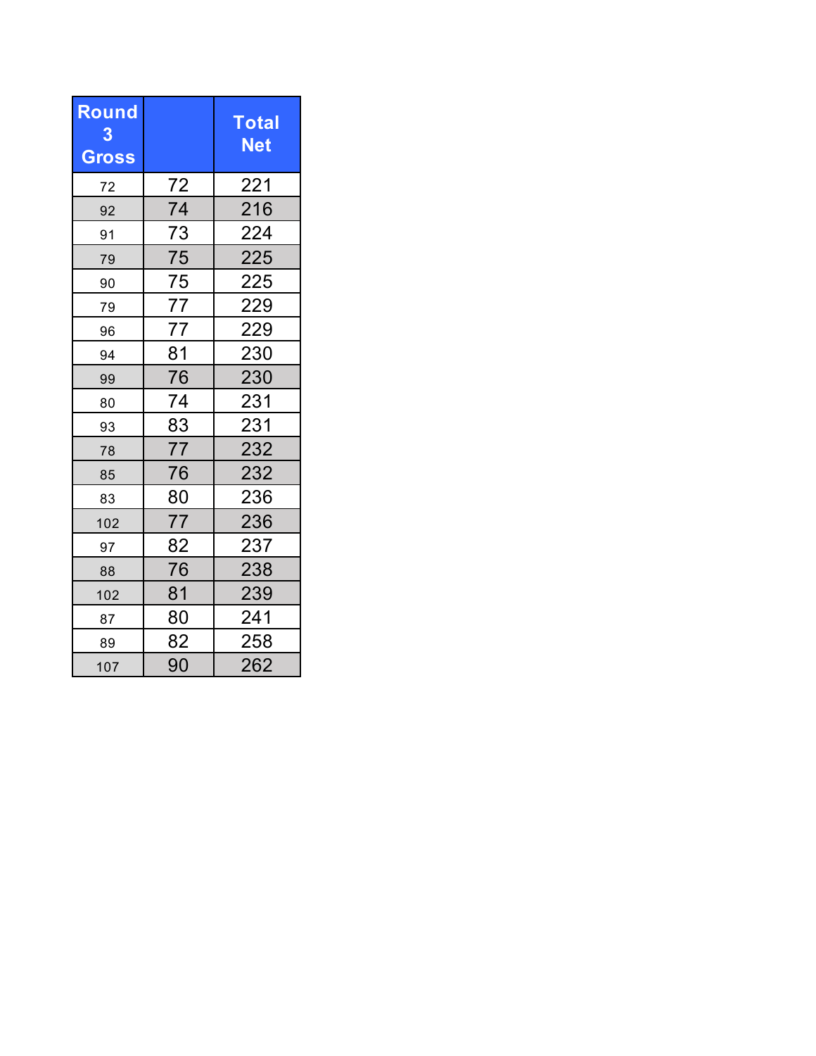| Round 3 Gross | | Total Net |
|---|---|---|
| 72 | 72 | 221 |
| 92 | 74 | 216 |
| 91 | 73 | 224 |
| 79 | 75 | 225 |
| 90 | 75 | 225 |
| 79 | 77 | 229 |
| 96 | 77 | 229 |
| 94 | 81 | 230 |
| 99 | 76 | 230 |
| 80 | 74 | 231 |
| 93 | 83 | 231 |
| 78 | 77 | 232 |
| 85 | 76 | 232 |
| 83 | 80 | 236 |
| 102 | 77 | 236 |
| 97 | 82 | 237 |
| 88 | 76 | 238 |
| 102 | 81 | 239 |
| 87 | 80 | 241 |
| 89 | 82 | 258 |
| 107 | 90 | 262 |